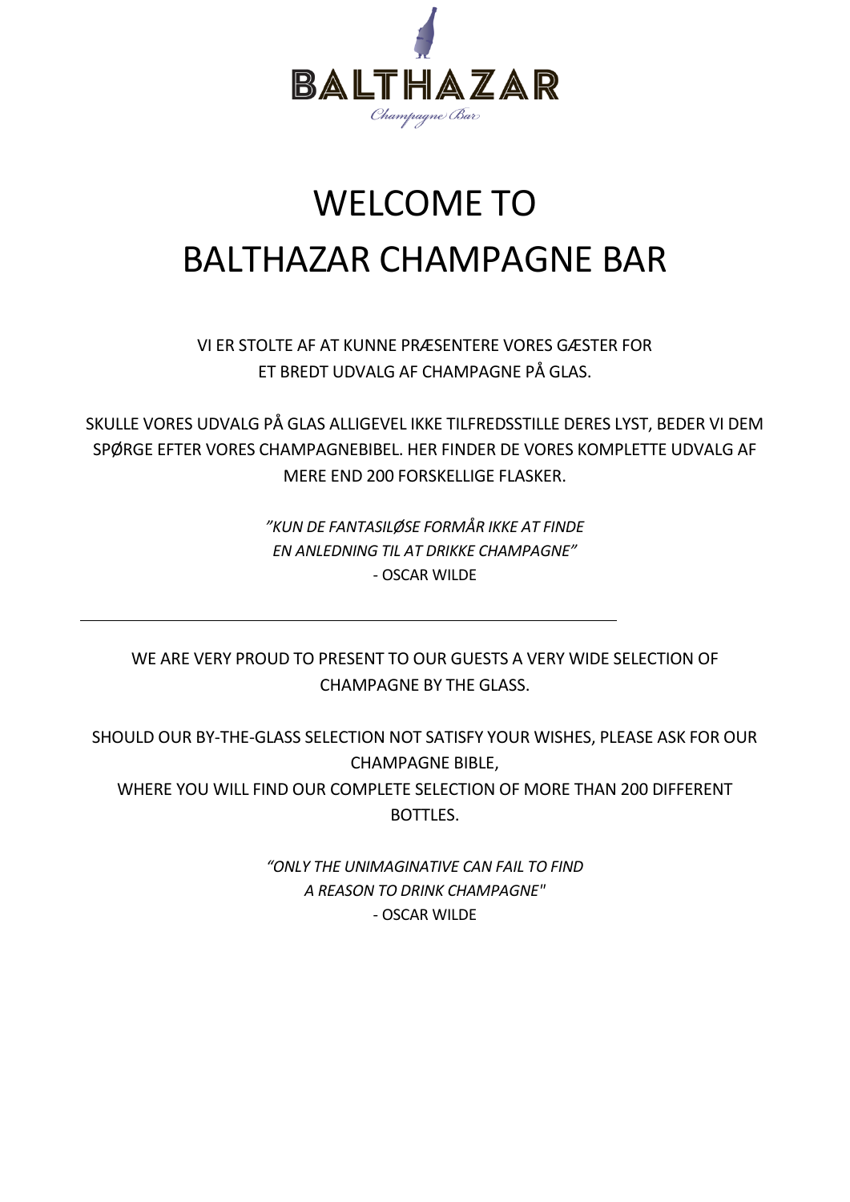BALTHAZAR

Champagne Bar

# WELCOME TO BALTHAZAR CHAMPAGNE BAR

VI ER STOLTE AF AT KUNNE PRÆSENTERE VORES GÆSTER FOR ET BREDT UDVALG AF CHAMPAGNE PÅ GLAS.

SKULLE VORES UDVALG PÅ GLAS ALLIGEVEL IKKE TILFREDSSTILLE DERES LYST, BEDER VI DEM SPØRGE EFTER VORES CHAMPAGNEBIBEL. HER FINDER DE VORES KOMPLETTE UDVALG AF MERE END 200 FORSKELLIGE FLASKER.

*"KUN DE FANTASILØSE FORMÅR IKKE AT FINDE EN ANLEDNING TIL AT DRIKKE CHAMPAGNE"*
- OSCAR WILDE

---

WE ARE VERY PROUD TO PRESENT TO OUR GUESTS A VERY WIDE SELECTION OF CHAMPAGNE BY THE GLASS.

SHOULD OUR BY-THE-GLASS SELECTION NOT SATISFY YOUR WISHES, PLEASE ASK FOR OUR CHAMPAGNE BIBLE,
WHERE YOU WILL FIND OUR COMPLETE SELECTION OF MORE THAN 200 DIFFERENT BOTTLES.

*"ONLY THE UNIMAGINATIVE CAN FAIL TO FIND A REASON TO DRINK CHAMPAGNE"*
- OSCAR WILDE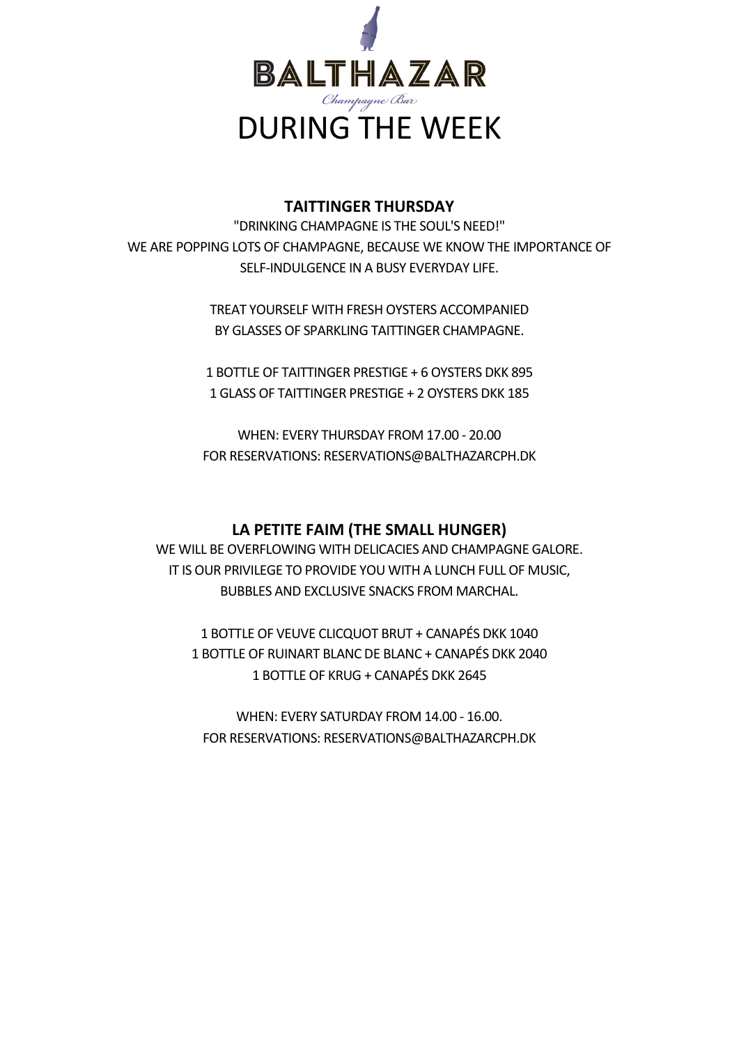BALTHAZAR

*Champagne Bar*

# DURING THE WEEK

## TAITTINGER THURSDAY

"DRINKING CHAMPAGNE IS THE SOUL'S NEED!"
WE ARE POPPING LOTS OF CHAMPAGNE, BECAUSE WE KNOW THE IMPORTANCE OF SELF-INDULGENCE IN A BUSY EVERYDAY LIFE.

TREAT YOURSELF WITH FRESH OYSTERS ACCOMPANIED BY GLASSES OF SPARKLING TAITTINGER CHAMPAGNE.

1 BOTTLE OF TAITTINGER PRESTIGE + 6 OYSTERS DKK 895
1 GLASS OF TAITTINGER PRESTIGE + 2 OYSTERS DKK 185

WHEN: EVERY THURSDAY FROM 17.00 - 20.00
FOR RESERVATIONS: RESERVATIONS@BALTHAZARCPH.DK

## LA PETITE FAIM (THE SMALL HUNGER)

WE WILL BE OVERFLOWING WITH DELICACIES AND CHAMPAGNE GALORE.
IT IS OUR PRIVILEGE TO PROVIDE YOU WITH A LUNCH FULL OF MUSIC, BUBBLES AND EXCLUSIVE SNACKS FROM MARCHAL.

1 BOTTLE OF VEUVE CLICQUOT BRUT + CANAPÉS DKK 1040
1 BOTTLE OF RUINART BLANC DE BLANC + CANAPÉS DKK 2040
1 BOTTLE OF KRUG + CANAPÉS DKK 2645

WHEN: EVERY SATURDAY FROM 14.00 - 16.00.
FOR RESERVATIONS: RESERVATIONS@BALTHAZARCPH.DK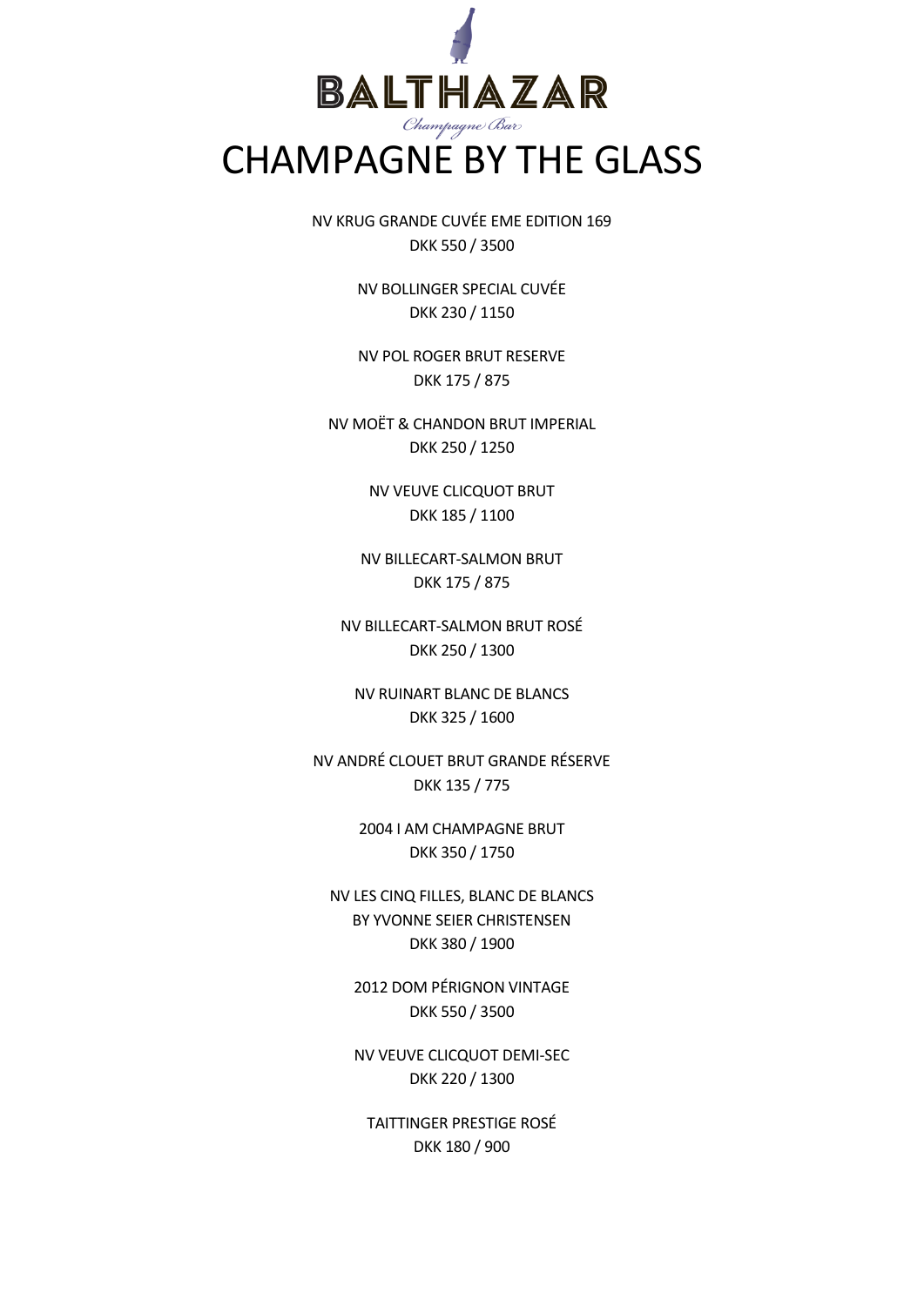# BALTHAZAR

*Champagne Bar*

# CHAMPAGNE BY THE GLASS

NV KRUG GRANDE CUVÉE EME EDITION 169
DKK 550 / 3500

NV BOLLINGER SPECIAL CUVÉE
DKK 230 / 1150

NV POL ROGER BRUT RESERVE
DKK 175 / 875

NV MOËT & CHANDON BRUT IMPERIAL
DKK 250 / 1250

NV VEUVE CLICQUOT BRUT
DKK 185 / 1100

NV BILLECART-SALMON BRUT
DKK 175 / 875

NV BILLECART-SALMON BRUT ROSÉ
DKK 250 / 1300

NV RUINART BLANC DE BLANCS
DKK 325 / 1600

NV ANDRÉ CLOUET BRUT GRANDE RÉSERVE
DKK 135 / 775

2004 I AM CHAMPAGNE BRUT
DKK 350 / 1750

NV LES CINQ FILLES, BLANC DE BLANCS
BY YVONNE SEIER CHRISTENSEN
DKK 380 / 1900

2012 DOM PÉRIGNON VINTAGE
DKK 550 / 3500

NV VEUVE CLICQUOT DEMI-SEC
DKK 220 / 1300

TAITTINGER PRESTIGE ROSÉ
DKK 180 / 900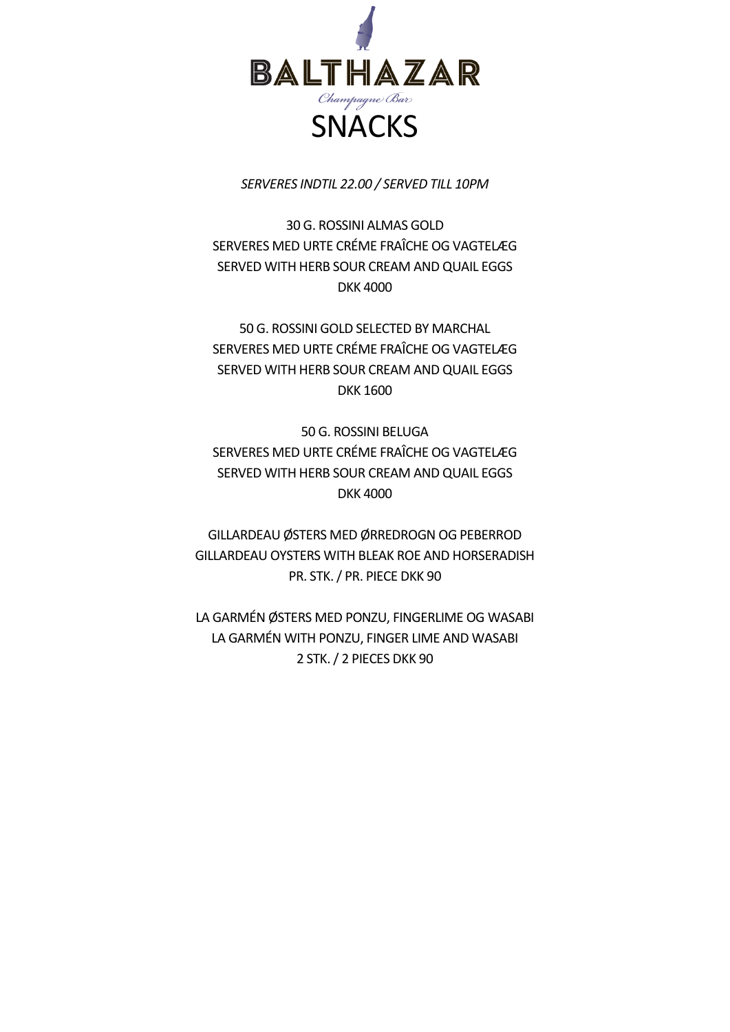# BALTHAZAR

*Champagne Bar*

# SNACKS

*SERVERES INDTIL 22.00 / SERVED TILL 10PM*

30 G. ROSSINI ALMAS GOLD
SERVERES MED URTE CRÉME FRAÎCHE OG VAGTELÆG
SERVED WITH HERB SOUR CREAM AND QUAIL EGGS
DKK 4000

50 G. ROSSINI GOLD SELECTED BY MARCHAL
SERVERES MED URTE CRÉME FRAÎCHE OG VAGTELÆG
SERVED WITH HERB SOUR CREAM AND QUAIL EGGS
DKK 1600

50 G. ROSSINI BELUGA
SERVERES MED URTE CRÉME FRAÎCHE OG VAGTELÆG
SERVED WITH HERB SOUR CREAM AND QUAIL EGGS
DKK 4000

GILLARDEAU ØSTERS MED ØRREDROGN OG PEBERROD
GILLARDEAU OYSTERS WITH BLEAK ROE AND HORSERADISH
PR. STK. / PR. PIECE DKK 90

LA GARMÉN ØSTERS MED PONZU, FINGERLIME OG WASABI
LA GARMÉN WITH PONZU, FINGER LIME AND WASABI
2 STK. / 2 PIECES DKK 90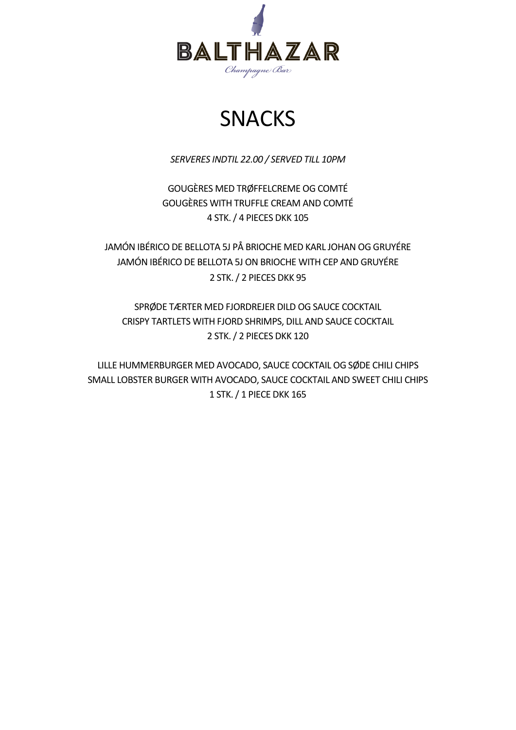# BALTHAZAR

*Champagne Bar*

# SNACKS

*SERVERES INDTIL 22.00 / SERVED TILL 10PM*

GOUGÈRES MED TRØFFELCREME OG COMTÉ
GOUGÈRES WITH TRUFFLE CREAM AND COMTÉ
4 STK. / 4 PIECES DKK 105

JAMÓN IBÉRICO DE BELLOTA 5J PÅ BRIOCHE MED KARL JOHAN OG GRUYÉRE
JAMÓN IBÉRICO DE BELLOTA 5J ON BRIOCHE WITH CEP AND GRUYÉRE
2 STK. / 2 PIECES DKK 95

SPRØDE TÆRTER MED FJORDREJER DILD OG SAUCE COCKTAIL
CRISPY TARTLETS WITH FJORD SHRIMPS, DILL AND SAUCE COCKTAIL
2 STK. / 2 PIECES DKK 120

LILLE HUMMERBURGER MED AVOCADO, SAUCE COCKTAIL OG SØDE CHILI CHIPS
SMALL LOBSTER BURGER WITH AVOCADO, SAUCE COCKTAIL AND SWEET CHILI CHIPS
1 STK. / 1 PIECE DKK 165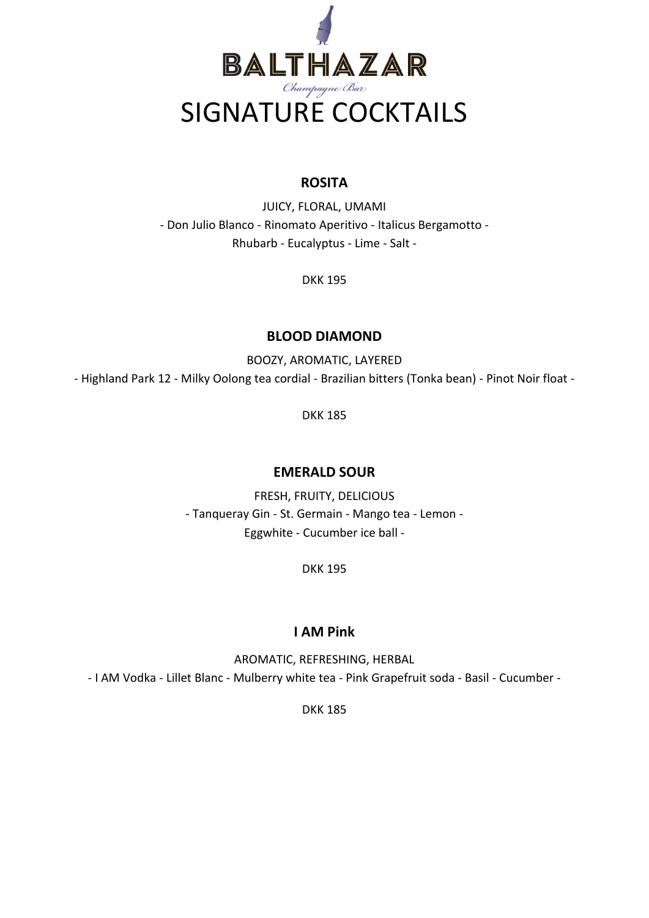# BALTHAZAR

*Champagne Bar*

# SIGNATURE COCKTAILS

### ROSITA

JUICY, FLORAL, UMAMI

- Don Julio Blanco - Rinomato Aperitivo - Italicus Bergamotto - Rhubarb - Eucalyptus - Lime - Salt -

DKK 195

### BLOOD DIAMOND

BOOZY, AROMATIC, LAYERED

- Highland Park 12 - Milky Oolong tea cordial - Brazilian bitters (Tonka bean) - Pinot Noir float -

DKK 185

### EMERALD SOUR

FRESH, FRUITY, DELICIOUS

- Tanqueray Gin - St. Germain - Mango tea - Lemon - Eggwhite - Cucumber ice ball -

DKK 195

### I AM Pink

AROMATIC, REFRESHING, HERBAL

- I AM Vodka - Lillet Blanc - Mulberry white tea - Pink Grapefruit soda - Basil - Cucumber -

DKK 185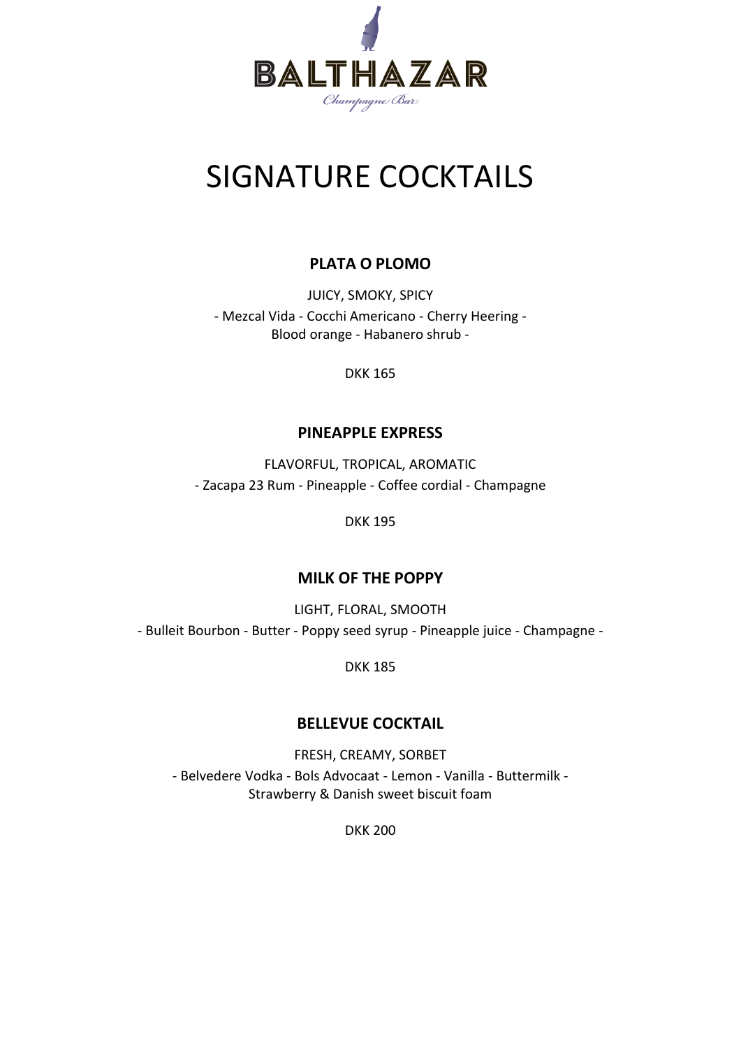BALTHAZAR

*Champagne Bar*

# SIGNATURE COCKTAILS

### PLATA O PLOMO

JUICY, SMOKY, SPICY

- Mezcal Vida - Cocchi Americano - Cherry Heering - Blood orange - Habanero shrub -

DKK 165

### PINEAPPLE EXPRESS

FLAVORFUL, TROPICAL, AROMATIC

- Zacapa 23 Rum - Pineapple - Coffee cordial - Champagne

DKK 195

### MILK OF THE POPPY

LIGHT, FLORAL, SMOOTH

- Bulleit Bourbon - Butter - Poppy seed syrup - Pineapple juice - Champagne -

DKK 185

### BELLEVUE COCKTAIL

FRESH, CREAMY, SORBET

- Belvedere Vodka - Bols Advocaat - Lemon - Vanilla - Buttermilk - Strawberry & Danish sweet biscuit foam

DKK 200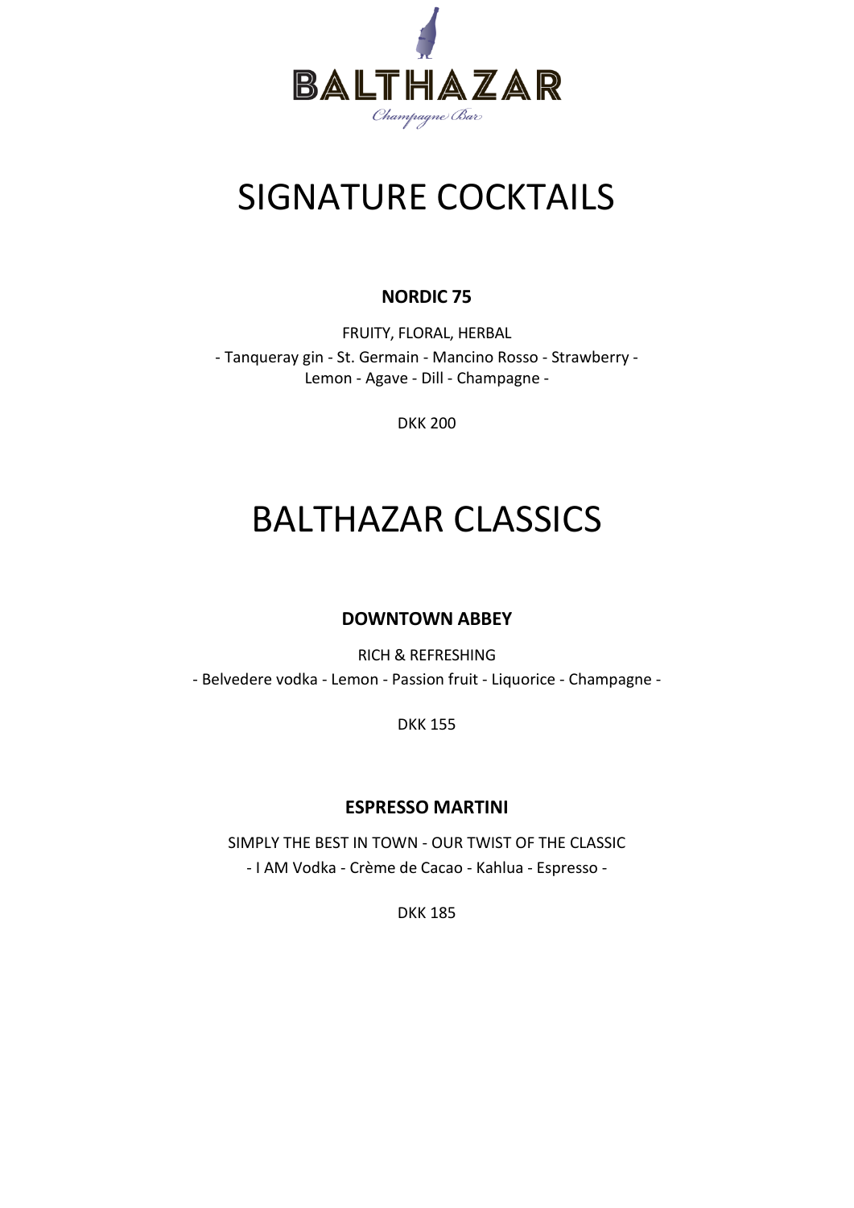BALTHAZAR

Champagne Bar

# SIGNATURE COCKTAILS

**NORDIC 75**

FRUITY, FLORAL, HERBAL

- Tanqueray gin - St. Germain - Mancino Rosso - Strawberry - Lemon - Agave - Dill - Champagne -

DKK 200

# BALTHAZAR CLASSICS

**DOWNTOWN ABBEY**

RICH & REFRESHING

- Belvedere vodka - Lemon - Passion fruit - Liquorice - Champagne -

DKK 155

**ESPRESSO MARTINI**

SIMPLY THE BEST IN TOWN - OUR TWIST OF THE CLASSIC

- I AM Vodka - Crème de Cacao - Kahlua - Espresso -

DKK 185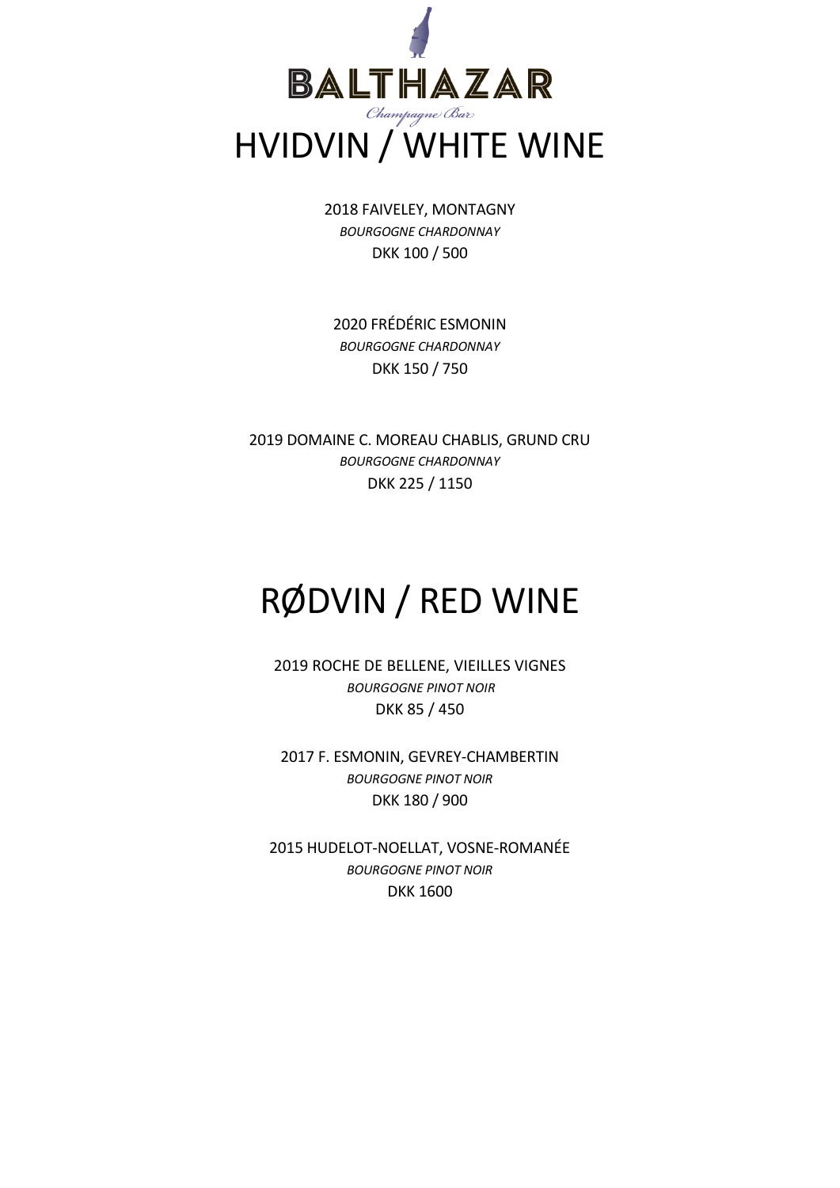BALTHAZAR

*Champagne Bar*

# HVIDVIN / WHITE WINE

2018 FAIVELEY, MONTAGNY
*BOURGOGNE CHARDONNAY*
DKK 100 / 500

2020 FRÉDÉRIC ESMONIN
*BOURGOGNE CHARDONNAY*
DKK 150 / 750

2019 DOMAINE C. MOREAU CHABLIS, GRUND CRU
*BOURGOGNE CHARDONNAY*
DKK 225 / 1150

# RØDVIN / RED WINE

2019 ROCHE DE BELLENE, VIEILLES VIGNES
*BOURGOGNE PINOT NOIR*
DKK 85 / 450

2017 F. ESMONIN, GEVREY-CHAMBERTIN
*BOURGOGNE PINOT NOIR*
DKK 180 / 900

2015 HUDELOT-NOELLAT, VOSNE-ROMANÉE
*BOURGOGNE PINOT NOIR*
DKK 1600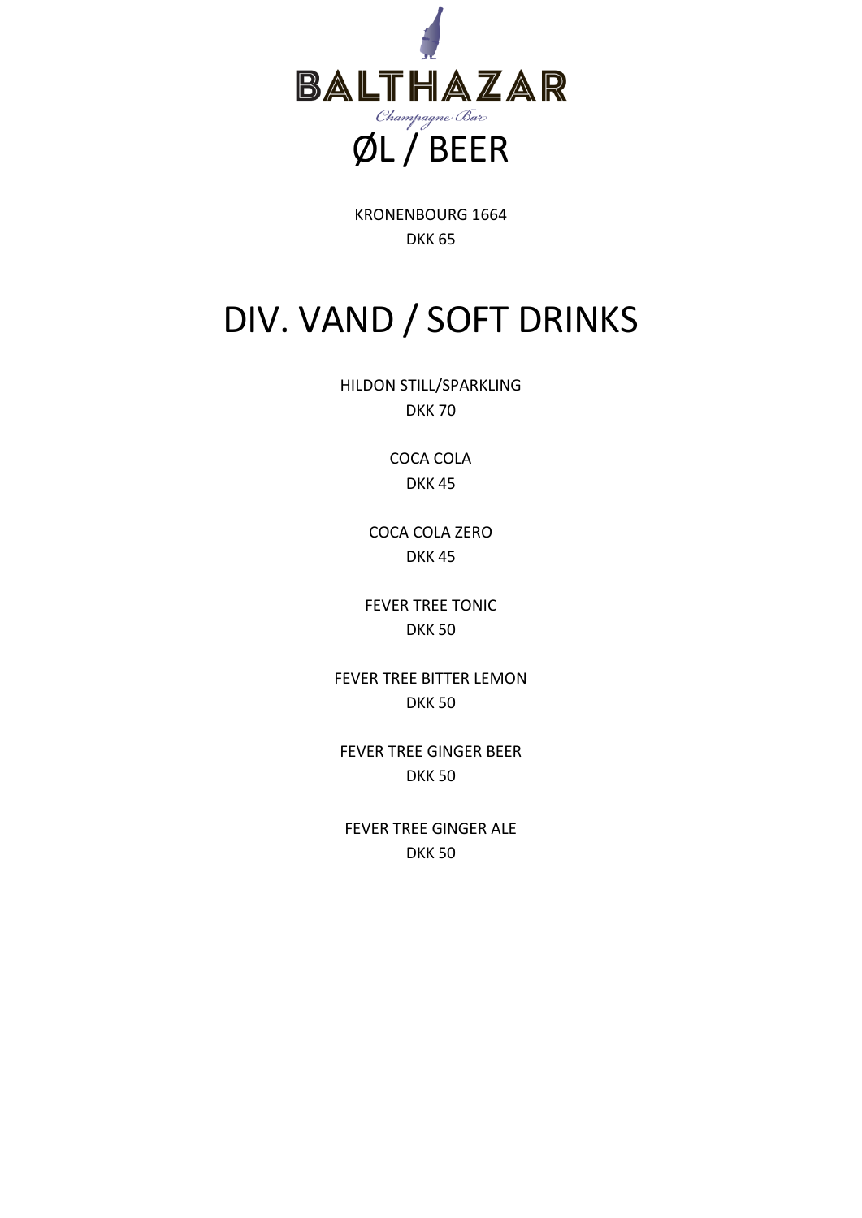BALTHAZAR

*Champagne Bar*

# ØL / BEER

KRONENBOURG 1664
DKK 65

# DIV. VAND / SOFT DRINKS

HILDON STILL/SPARKLING
DKK 70

COCA COLA
DKK 45

COCA COLA ZERO
DKK 45

FEVER TREE TONIC
DKK 50

FEVER TREE BITTER LEMON
DKK 50

FEVER TREE GINGER BEER
DKK 50

FEVER TREE GINGER ALE
DKK 50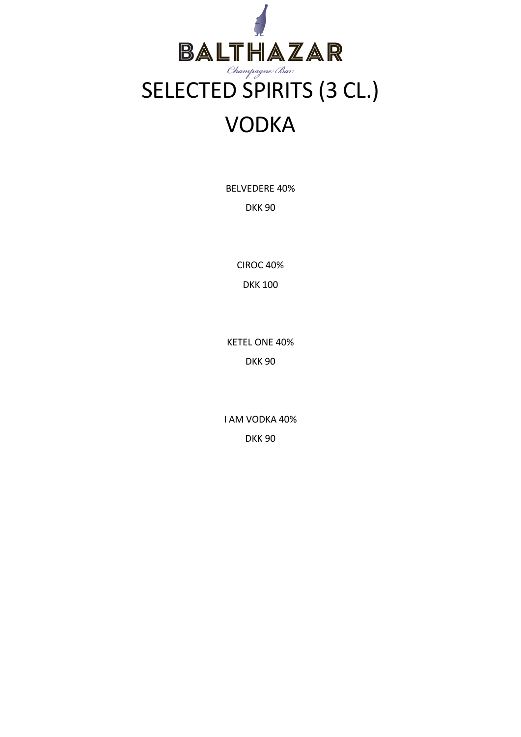# BALTHAZAR

*Champagne Bar*

# SELECTED SPIRITS (3 CL.)

## VODKA

BELVEDERE 40%

DKK 90

CIROC 40%

DKK 100

KETEL ONE 40%

DKK 90

I AM VODKA 40%

DKK 90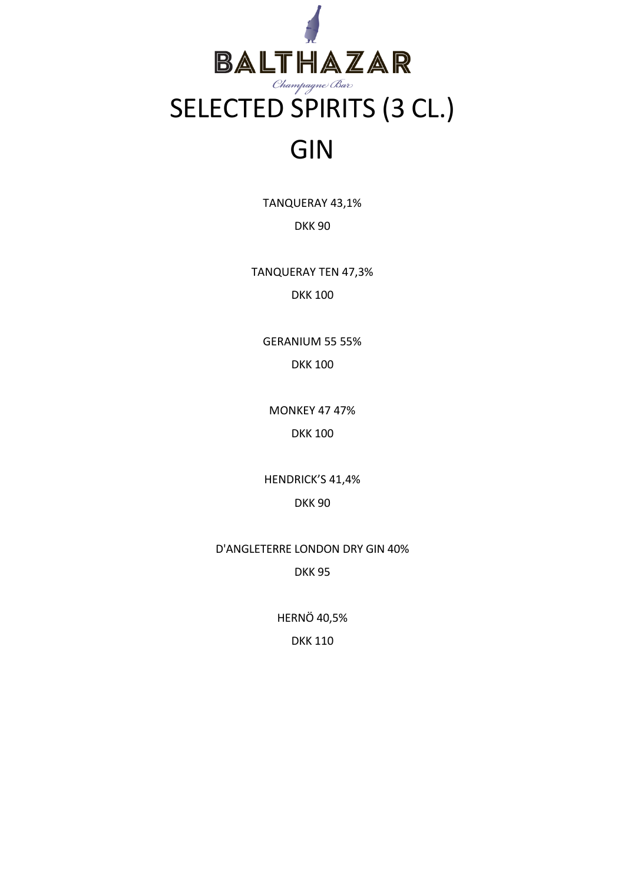# BALTHAZAR

*Champagne Bar*

# SELECTED SPIRITS (3 CL.)

## GIN

TANQUERAY 43,1%

DKK 90

TANQUERAY TEN 47,3%

DKK 100

GERANIUM 55 55%

DKK 100

MONKEY 47 47%

DKK 100

HENDRICK'S 41,4%

DKK 90

D'ANGLETERRE LONDON DRY GIN 40%

DKK 95

HERNÖ 40,5%

DKK 110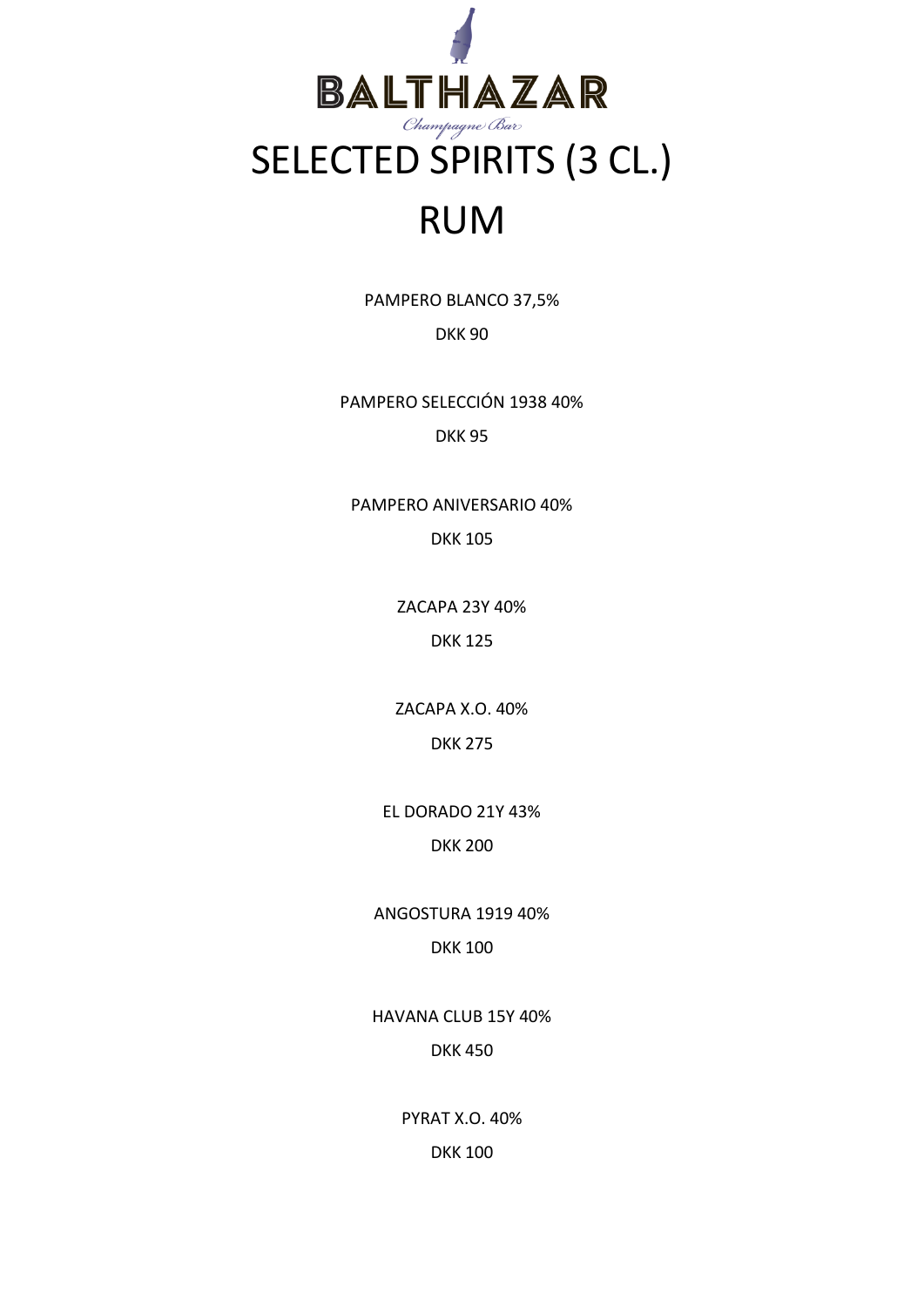# BALTHAZAR

*Champagne Bar*

# SELECTED SPIRITS (3 CL.)

## RUM

PAMPERO BLANCO 37,5%

DKK 90

PAMPERO SELECCIÓN 1938 40%

DKK 95

PAMPERO ANIVERSARIO 40%

DKK 105

ZACAPA 23Y 40%

DKK 125

ZACAPA X.O. 40%

DKK 275

EL DORADO 21Y 43%

DKK 200

ANGOSTURA 1919 40%

DKK 100

HAVANA CLUB 15Y 40%

DKK 450

PYRAT X.O. 40%

DKK 100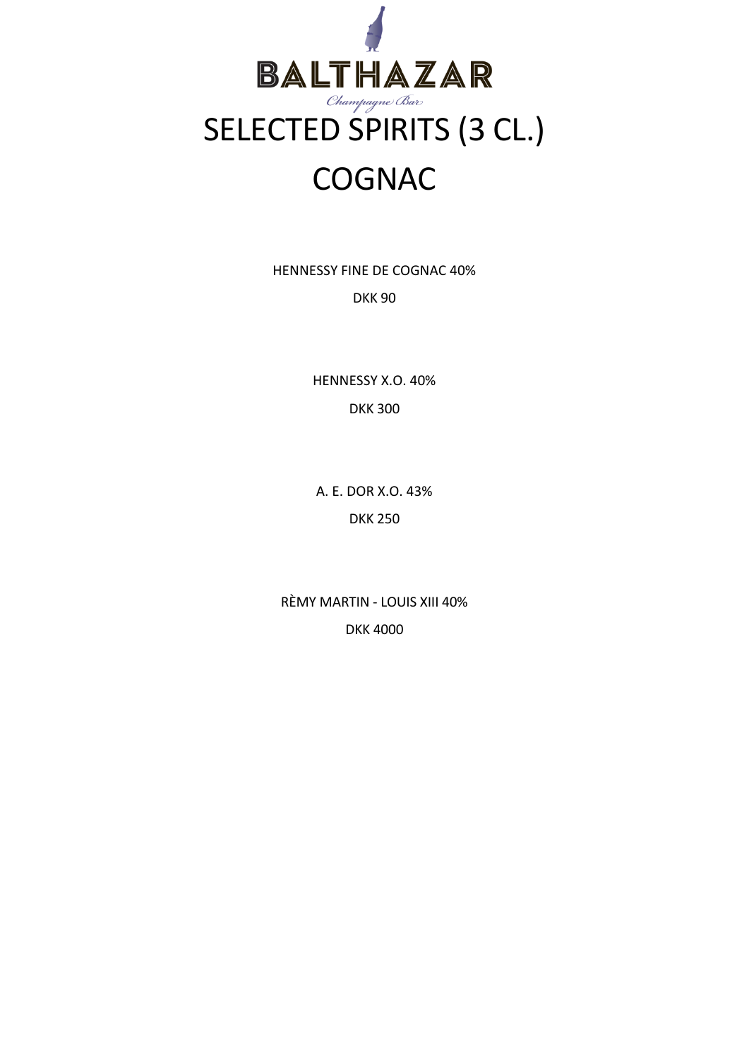# BALTHAZAR

*Champagne Bar*

# SELECTED SPIRITS (3 CL.)

# COGNAC

HENNESSY FINE DE COGNAC 40%

DKK 90

HENNESSY X.O. 40%

DKK 300

A. E. DOR X.O. 43%

DKK 250

RÈMY MARTIN - LOUIS XIII 40%

DKK 4000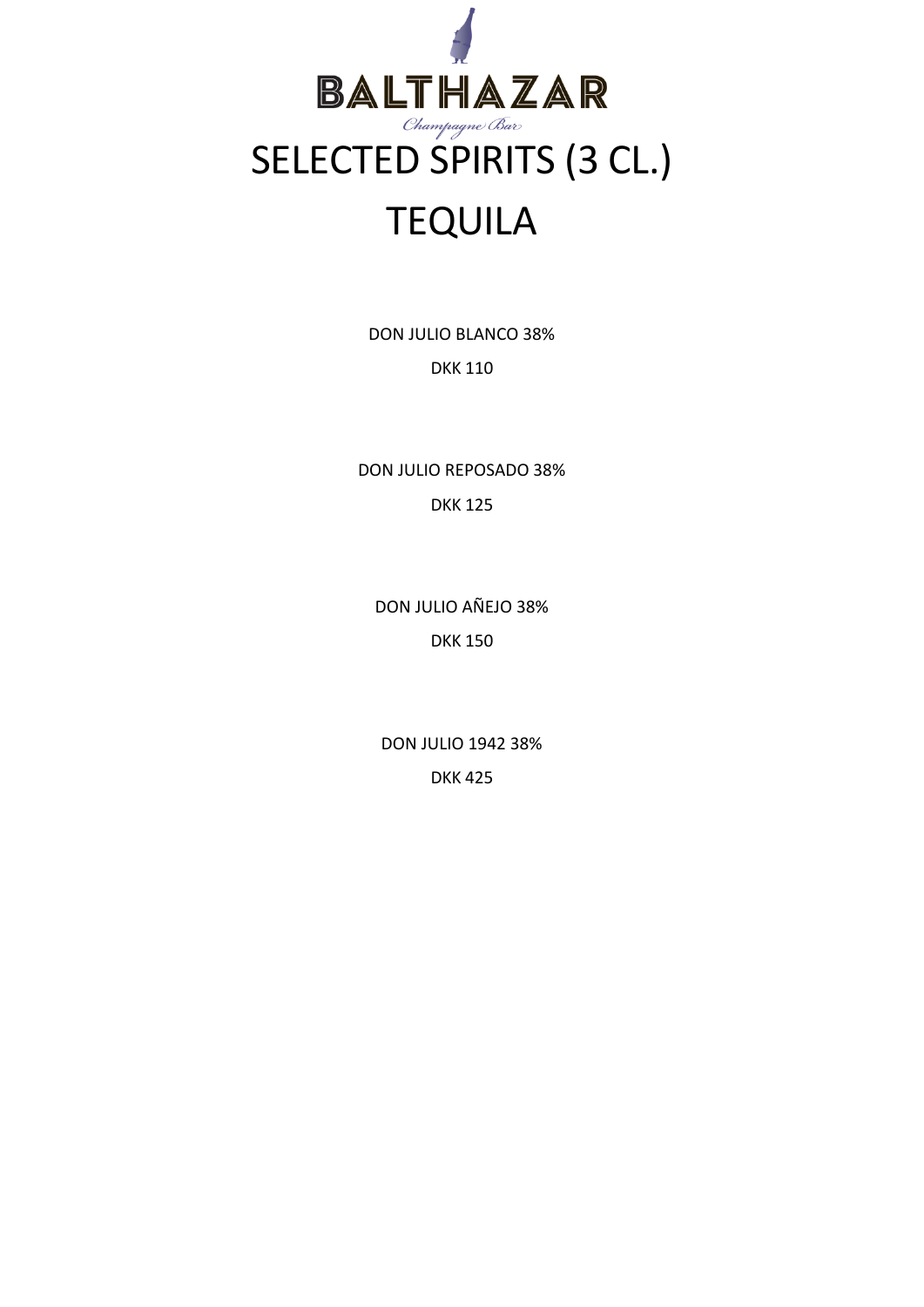# BALTHAZAR

*Champagne Bar*

# SELECTED SPIRITS (3 CL.)

# TEQUILA

DON JULIO BLANCO 38%

DKK 110

DON JULIO REPOSADO 38%

DKK 125

DON JULIO AÑEJO 38%

DKK 150

DON JULIO 1942 38%

DKK 425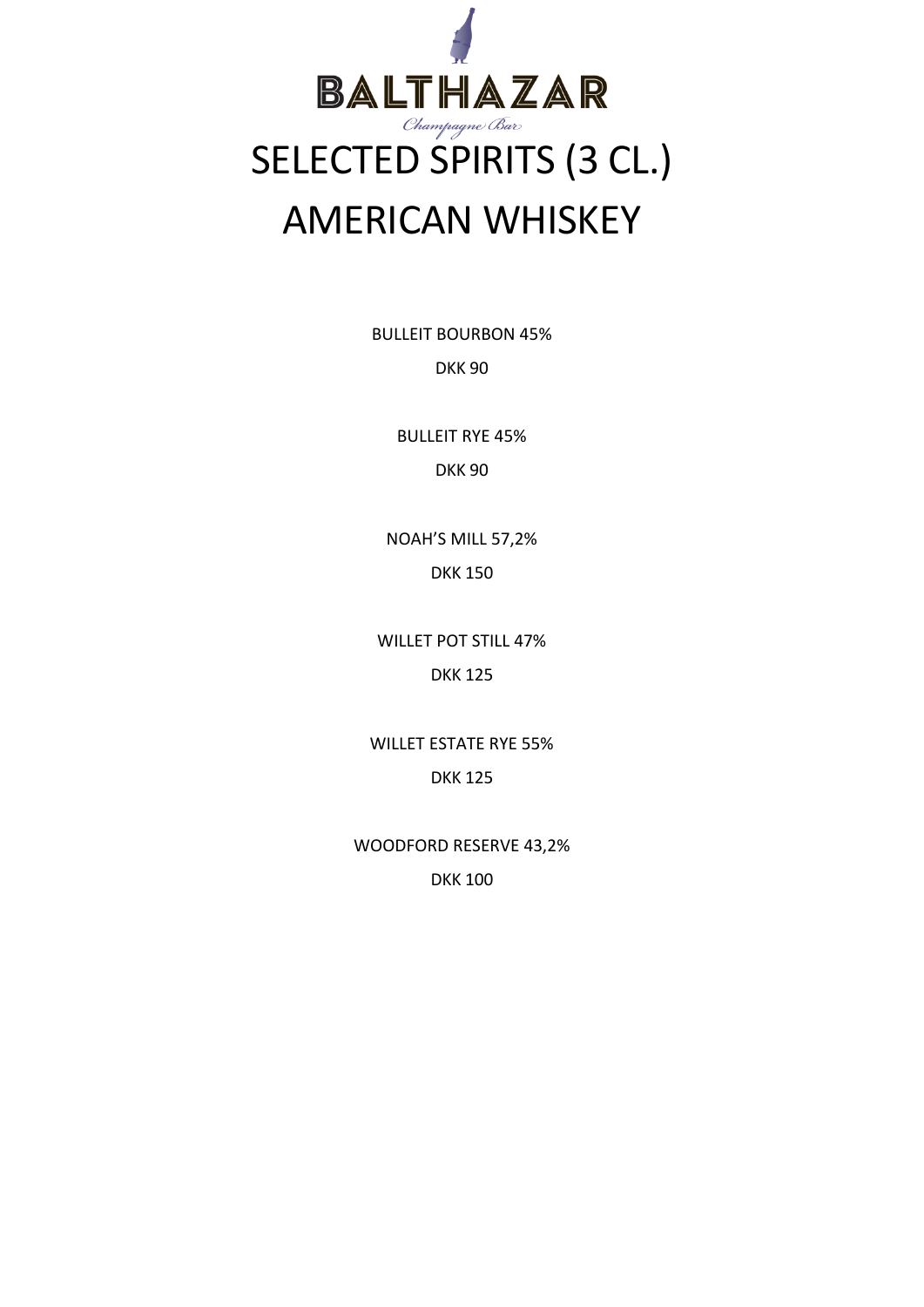BALTHAZAR

*Champagne Bar*

# SELECTED SPIRITS (3 CL.)

# AMERICAN WHISKEY

BULLEIT BOURBON 45%

DKK 90

BULLEIT RYE 45%

DKK 90

NOAH'S MILL 57,2%

DKK 150

WILLET POT STILL 47%

DKK 125

WILLET ESTATE RYE 55%

DKK 125

WOODFORD RESERVE 43,2%

DKK 100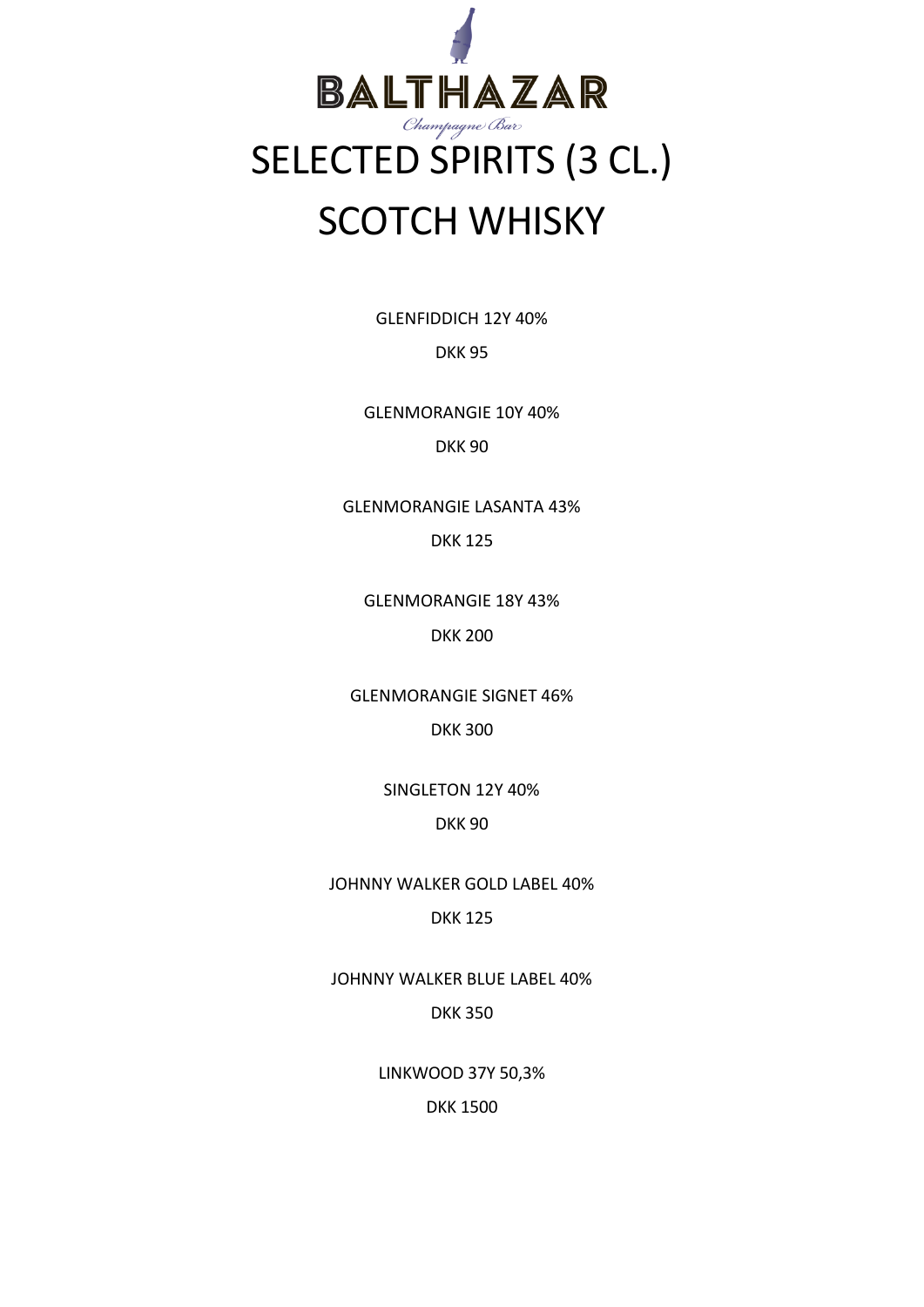BALTHAZAR

*Champagne Bar*

# SELECTED SPIRITS (3 CL.)

# SCOTCH WHISKY

GLENFIDDICH 12Y 40%

DKK 95

GLENMORANGIE 10Y 40%

DKK 90

GLENMORANGIE LASANTA 43%

DKK 125

GLENMORANGIE 18Y 43%

DKK 200

GLENMORANGIE SIGNET 46%

DKK 300

SINGLETON 12Y 40%

DKK 90

JOHNNY WALKER GOLD LABEL 40%

DKK 125

JOHNNY WALKER BLUE LABEL 40%

DKK 350

LINKWOOD 37Y 50,3%

DKK 1500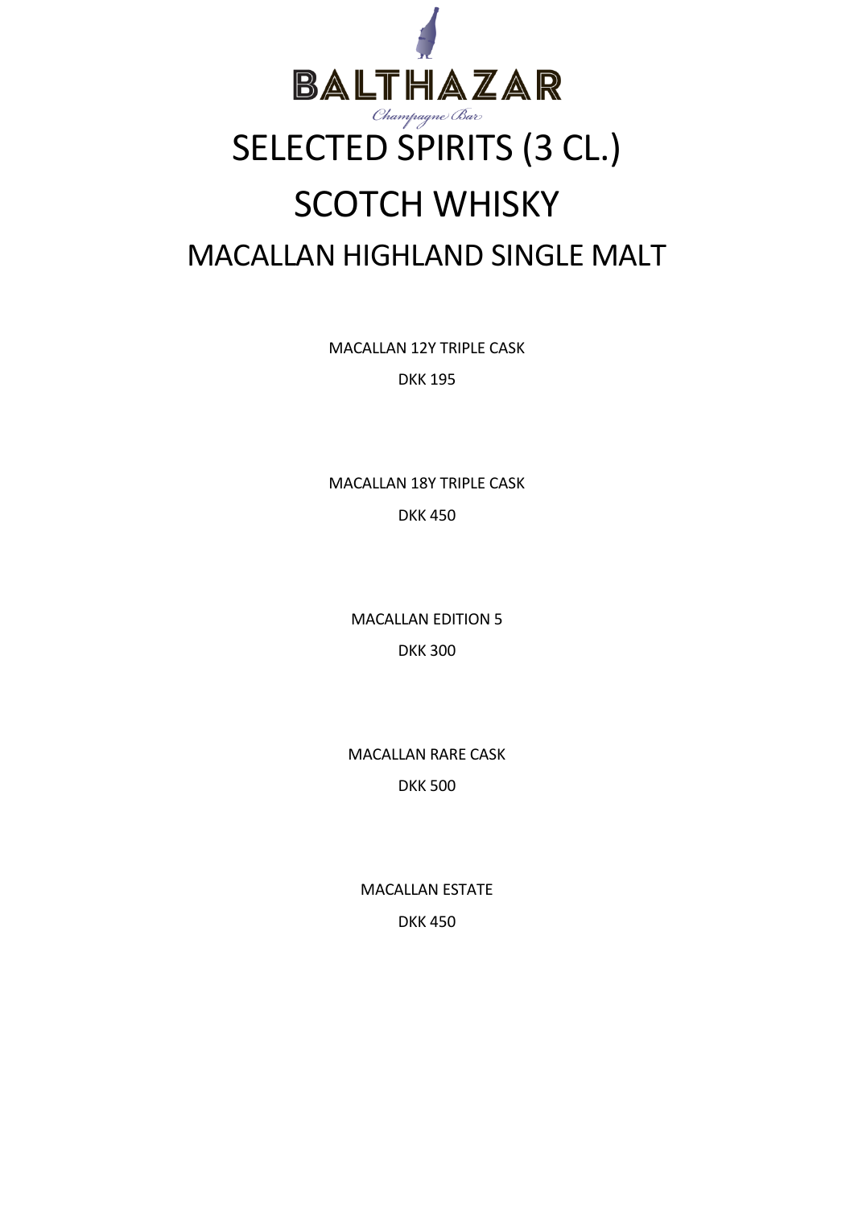# BALTHAZAR

*Champagne Bar*

# SELECTED SPIRITS (3 CL.)

## SCOTCH WHISKY

### MACALLAN HIGHLAND SINGLE MALT

MACALLAN 12Y TRIPLE CASK

DKK 195

MACALLAN 18Y TRIPLE CASK

DKK 450

MACALLAN EDITION 5

DKK 300

MACALLAN RARE CASK

DKK 500

MACALLAN ESTATE

DKK 450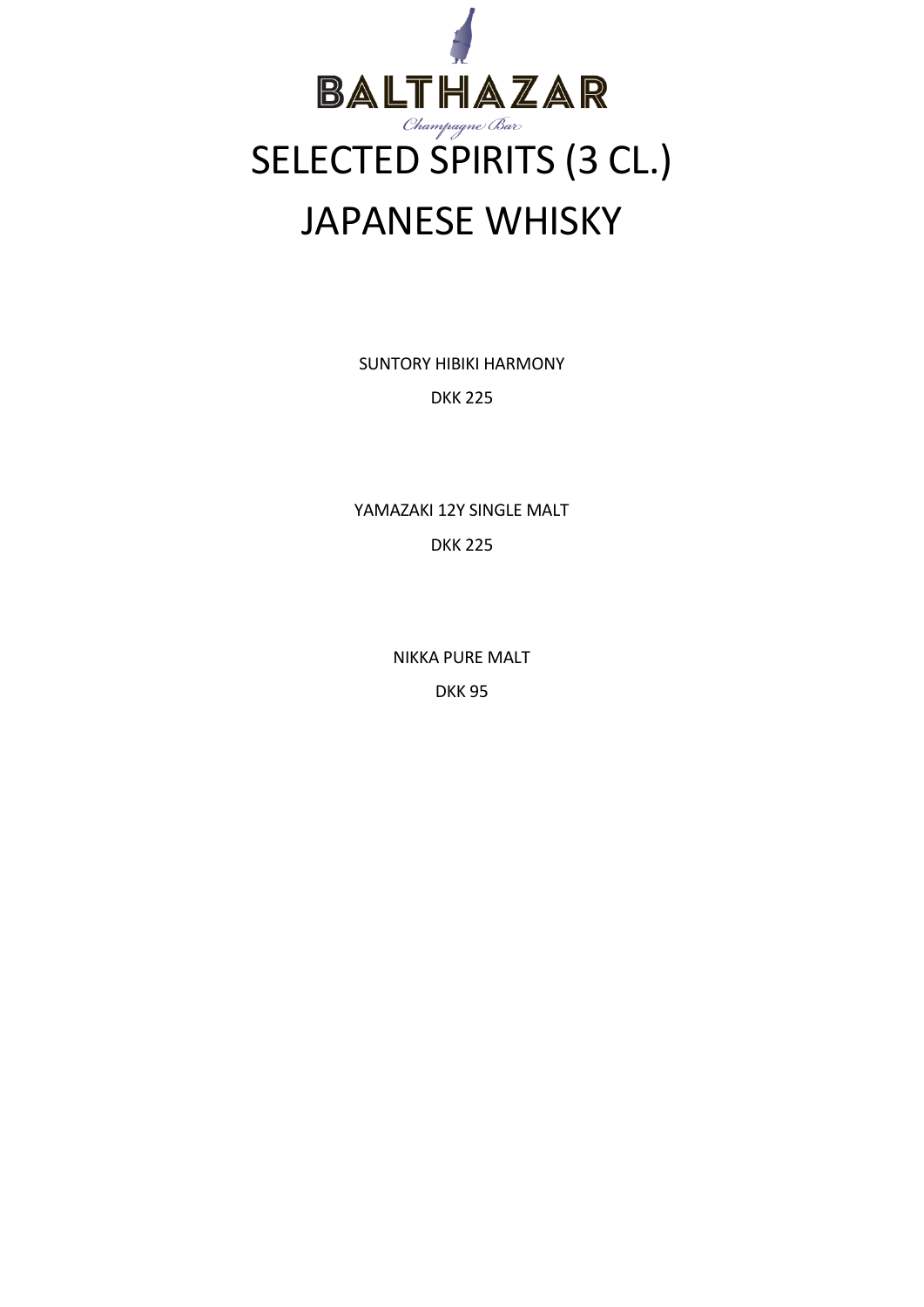BALTHAZAR

*Champagne Bar*

# SELECTED SPIRITS (3 CL.)

# JAPANESE WHISKY

SUNTORY HIBIKI HARMONY

DKK 225

YAMAZAKI 12Y SINGLE MALT

DKK 225

NIKKA PURE MALT

DKK 95